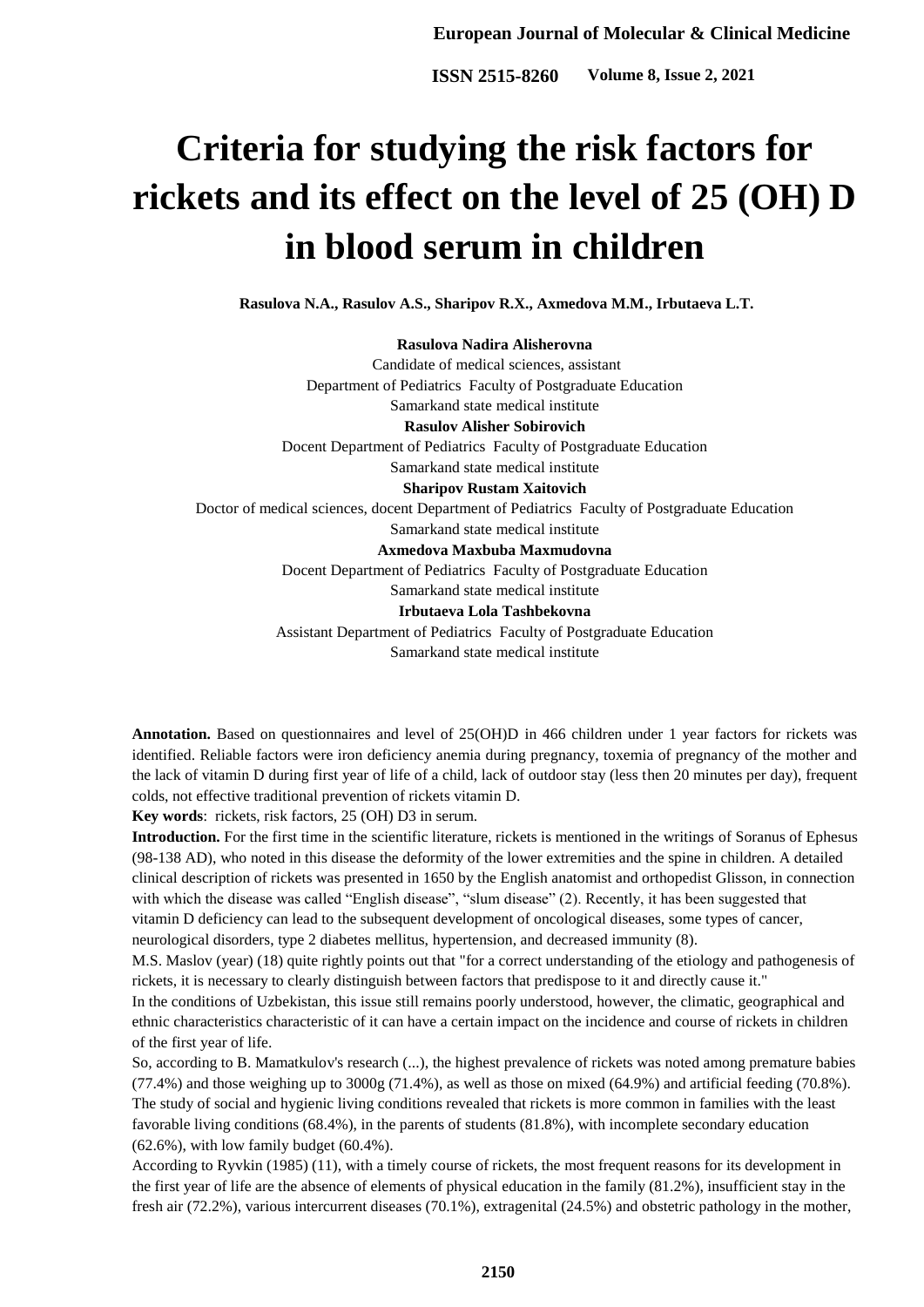# Criteria for studying the risk factors for rickets and its effect on the level of 25 (OH) D in blood serum in children

**Rasulova N.A., Rasulov A.S., Sharipov R.X., Axmedova M.M., Irbutaeva L.T.**

**Rasulova Nadira Alisherovna**
Candidate of medical sciences, assistant
Department of Pediatrics Faculty of Postgraduate Education
Samarkand state medical institute

**Rasulov Alisher Sobirovich**
Docent Department of Pediatrics Faculty of Postgraduate Education
Samarkand state medical institute

**Sharipov Rustam Xaitovich**
Doctor of medical sciences, docent Department of Pediatrics Faculty of Postgraduate Education
Samarkand state medical institute

**Axmedova Maxbuba Maxmudovna**
Docent Department of Pediatrics Faculty of Postgraduate Education
Samarkand state medical institute

**Irbutaeva Lola Tashbekovna**
Assistant Department of Pediatrics Faculty of Postgraduate Education
Samarkand state medical institute

**Annotation.** Based on questionnaires and level of 25(OH)D in 466 children under 1 year factors for rickets was identified. Reliable factors were iron deficiency anemia during pregnancy, toxemia of pregnancy of the mother and the lack of vitamin D during first year of life of a child, lack of outdoor stay (less then 20 minutes per day), frequent colds, not effective traditional prevention of rickets vitamin D.

**Key words**: rickets, risk factors, 25 (OH) D3 in serum.

**Introduction.** For the first time in the scientific literature, rickets is mentioned in the writings of Soranus of Ephesus (98-138 AD), who noted in this disease the deformity of the lower extremities and the spine in children. A detailed clinical description of rickets was presented in 1650 by the English anatomist and orthopedist Glisson, in connection with which the disease was called "English disease", "slum disease" (2). Recently, it has been suggested that vitamin D deficiency can lead to the subsequent development of oncological diseases, some types of cancer, neurological disorders, type 2 diabetes mellitus, hypertension, and decreased immunity (8).

M.S. Maslov (year) (18) quite rightly points out that "for a correct understanding of the etiology and pathogenesis of rickets, it is necessary to clearly distinguish between factors that predispose to it and directly cause it."

In the conditions of Uzbekistan, this issue still remains poorly understood, however, the climatic, geographical and ethnic characteristics characteristic of it can have a certain impact on the incidence and course of rickets in children of the first year of life.

So, according to B. Mamatkulov's research (...), the highest prevalence of rickets was noted among premature babies (77.4%) and those weighing up to 3000g (71.4%), as well as those on mixed (64.9%) and artificial feeding (70.8%). The study of social and hygienic living conditions revealed that rickets is more common in families with the least favorable living conditions (68.4%), in the parents of students (81.8%), with incomplete secondary education (62.6%), with low family budget (60.4%).

According to Ryvkin (1985) (11), with a timely course of rickets, the most frequent reasons for its development in the first year of life are the absence of elements of physical education in the family (81.2%), insufficient stay in the fresh air (72.2%), various intercurrent diseases (70.1%), extragenital (24.5%) and obstetric pathology in the mother,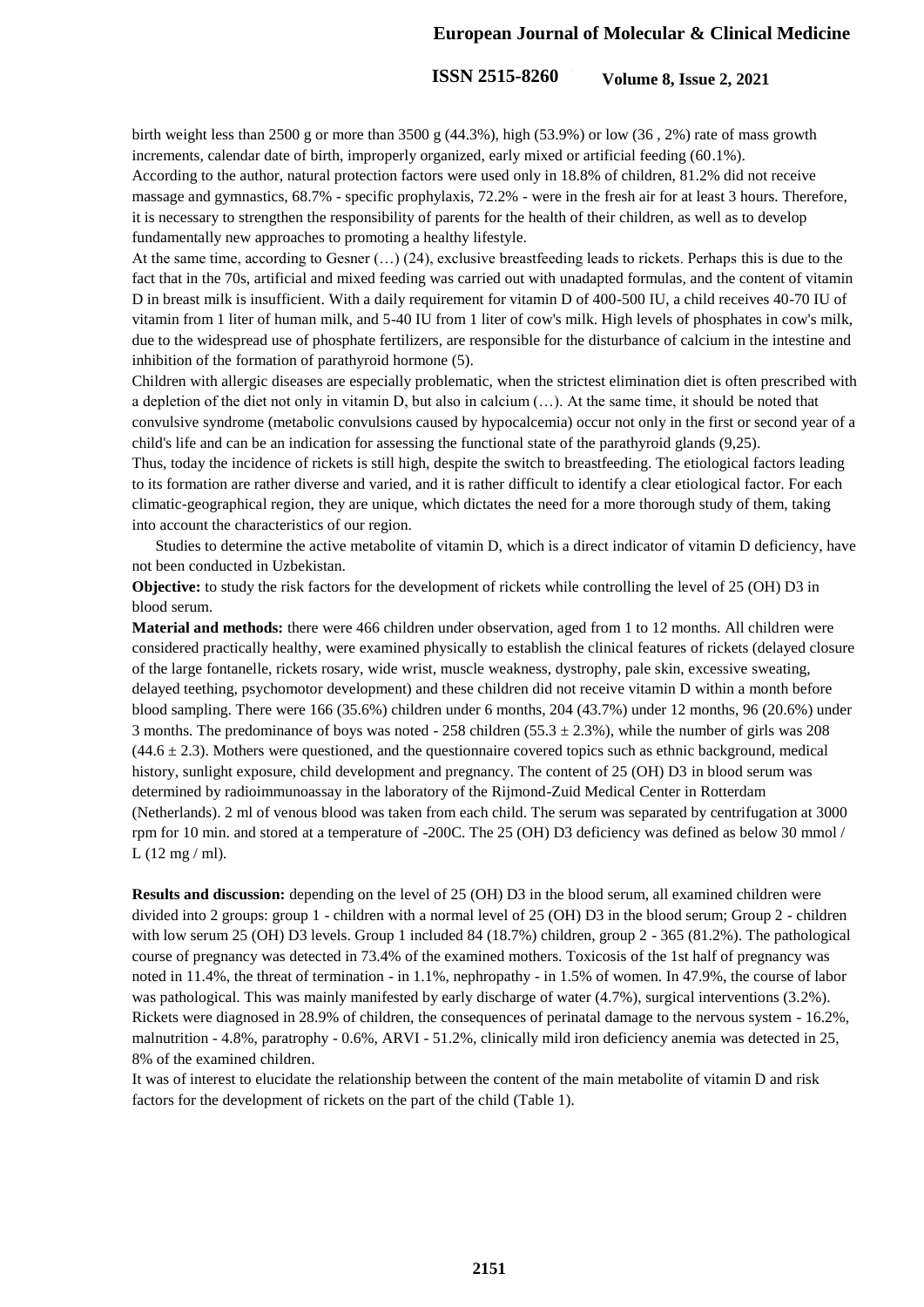birth weight less than 2500 g or more than 3500 g (44.3%), high (53.9%) or low (36 , 2%) rate of mass growth increments, calendar date of birth, improperly organized, early mixed or artificial feeding (60.1%).

According to the author, natural protection factors were used only in 18.8% of children, 81.2% did not receive massage and gymnastics, 68.7% - specific prophylaxis, 72.2% - were in the fresh air for at least 3 hours. Therefore, it is necessary to strengthen the responsibility of parents for the health of their children, as well as to develop fundamentally new approaches to promoting a healthy lifestyle.

At the same time, according to Gesner (…) (24), exclusive breastfeeding leads to rickets. Perhaps this is due to the fact that in the 70s, artificial and mixed feeding was carried out with unadapted formulas, and the content of vitamin D in breast milk is insufficient. With a daily requirement for vitamin D of 400-500 IU, a child receives 40-70 IU of vitamin from 1 liter of human milk, and 5-40 IU from 1 liter of cow's milk. High levels of phosphates in cow's milk, due to the widespread use of phosphate fertilizers, are responsible for the disturbance of calcium in the intestine and inhibition of the formation of parathyroid hormone (5).

Children with allergic diseases are especially problematic, when the strictest elimination diet is often prescribed with a depletion of the diet not only in vitamin D, but also in calcium (…). At the same time, it should be noted that convulsive syndrome (metabolic convulsions caused by hypocalcemia) occur not only in the first or second year of a child's life and can be an indication for assessing the functional state of the parathyroid glands (9,25).

Thus, today the incidence of rickets is still high, despite the switch to breastfeeding. The etiological factors leading to its formation are rather diverse and varied, and it is rather difficult to identify a clear etiological factor. For each climatic-geographical region, they are unique, which dictates the need for a more thorough study of them, taking into account the characteristics of our region.

Studies to determine the active metabolite of vitamin D, which is a direct indicator of vitamin D deficiency, have not been conducted in Uzbekistan.

**Objective:** to study the risk factors for the development of rickets while controlling the level of 25 (OH) D3 in blood serum.

**Material and methods:** there were 466 children under observation, aged from 1 to 12 months. All children were considered practically healthy, were examined physically to establish the clinical features of rickets (delayed closure of the large fontanelle, rickets rosary, wide wrist, muscle weakness, dystrophy, pale skin, excessive sweating, delayed teething, psychomotor development) and these children did not receive vitamin D within a month before blood sampling. There were 166 (35.6%) children under 6 months, 204 (43.7%) under 12 months, 96 (20.6%) under 3 months. The predominance of boys was noted - 258 children ($55.3 \pm 2.3\%$), while the number of girls was 208 ($44.6 \pm 2.3$). Mothers were questioned, and the questionnaire covered topics such as ethnic background, medical history, sunlight exposure, child development and pregnancy. The content of 25 (OH) D3 in blood serum was determined by radioimmunoassay in the laboratory of the Rijmond-Zuid Medical Center in Rotterdam (Netherlands). 2 ml of venous blood was taken from each child. The serum was separated by centrifugation at 3000 rpm for 10 min. and stored at a temperature of -200C. The 25 (OH) D3 deficiency was defined as below 30 mmol / L (12 mg / ml).

**Results and discussion:** depending on the level of 25 (OH) D3 in the blood serum, all examined children were divided into 2 groups: group 1 - children with a normal level of 25 (OH) D3 in the blood serum; Group 2 - children with low serum 25 (OH) D3 levels. Group 1 included 84 (18.7%) children, group 2 - 365 (81.2%). The pathological course of pregnancy was detected in 73.4% of the examined mothers. Toxicosis of the 1st half of pregnancy was noted in 11.4%, the threat of termination - in 1.1%, nephropathy - in 1.5% of women. In 47.9%, the course of labor was pathological. This was mainly manifested by early discharge of water (4.7%), surgical interventions (3.2%). Rickets were diagnosed in 28.9% of children, the consequences of perinatal damage to the nervous system - 16.2%, malnutrition - 4.8%, paratrophy - 0.6%, ARVI - 51.2%, clinically mild iron deficiency anemia was detected in 25, 8% of the examined children.

It was of interest to elucidate the relationship between the content of the main metabolite of vitamin D and risk factors for the development of rickets on the part of the child (Table 1).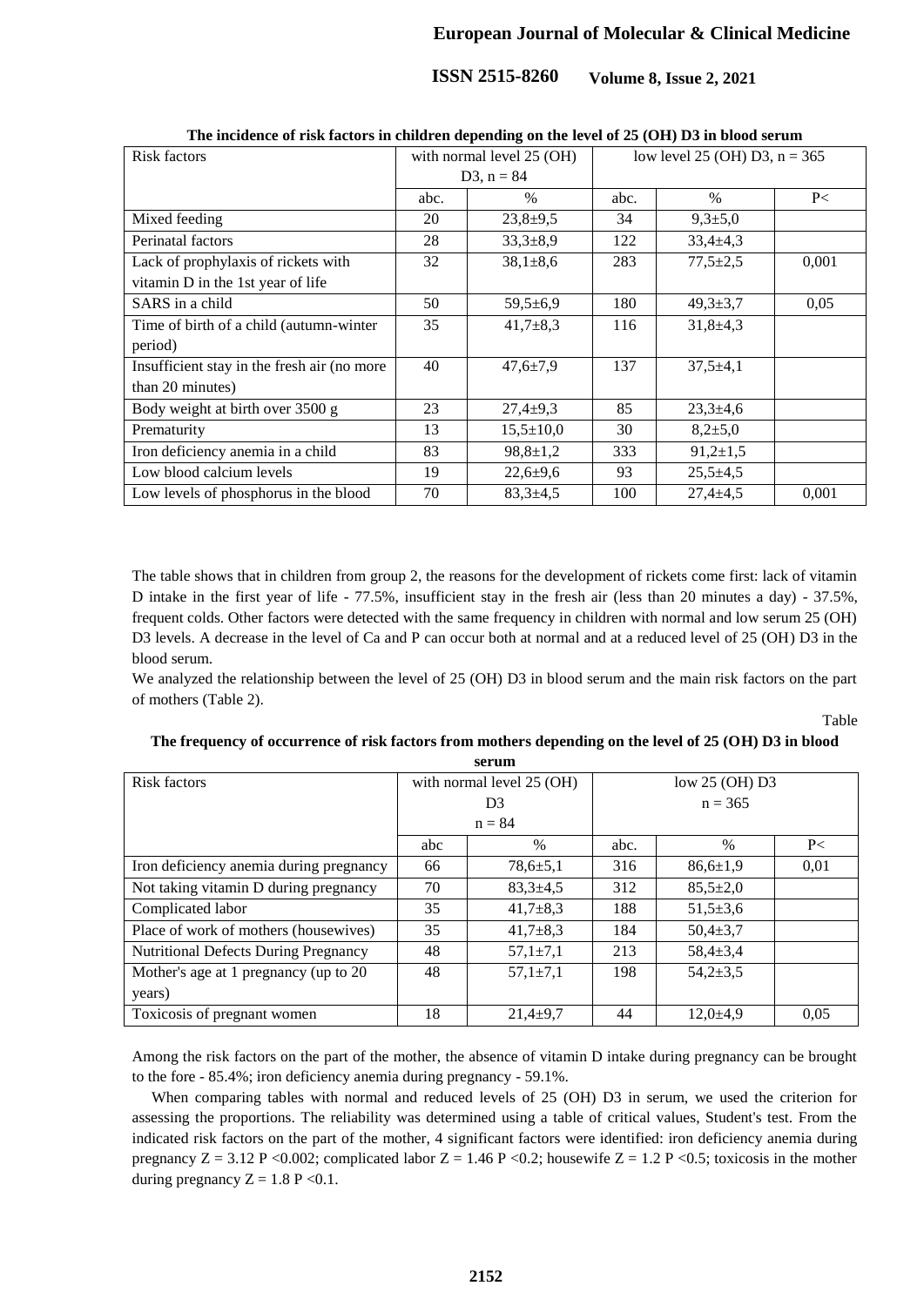**The incidence of risk factors in children depending on the level of 25 (OH) D3 in blood serum**

| Risk factors | with normal level 25 (OH) D3, n = 84 | | low level 25 (OH) D3, n = 365 | | |
|---|---|---|---|---|---|
| | abc. | % | abc. | % | P< |
| Mixed feeding | 20 | 23,8±9,5 | 34 | 9,3±5,0 | |
| Perinatal factors | 28 | 33,3±8,9 | 122 | 33,4±4,3 | |
| Lack of prophylaxis of rickets with vitamin D in the 1st year of life | 32 | 38,1±8,6 | 283 | 77,5±2,5 | 0,001 |
| SARS in a child | 50 | 59,5±6,9 | 180 | 49,3±3,7 | 0,05 |
| Time of birth of a child (autumn-winter period) | 35 | 41,7±8,3 | 116 | 31,8±4,3 | |
| Insufficient stay in the fresh air (no more than 20 minutes) | 40 | 47,6±7,9 | 137 | 37,5±4,1 | |
| Body weight at birth over 3500 g | 23 | 27,4±9,3 | 85 | 23,3±4,6 | |
| Prematurity | 13 | 15,5±10,0 | 30 | 8,2±5,0 | |
| Iron deficiency anemia in a child | 83 | 98,8±1,2 | 333 | 91,2±1,5 | |
| Low blood calcium levels | 19 | 22,6±9,6 | 93 | 25,5±4,5 | |
| Low levels of phosphorus in the blood | 70 | 83,3±4,5 | 100 | 27,4±4,5 | 0,001 |

The table shows that in children from group 2, the reasons for the development of rickets come first: lack of vitamin D intake in the first year of life - 77.5%, insufficient stay in the fresh air (less than 20 minutes a day) - 37.5%, frequent colds. Other factors were detected with the same frequency in children with normal and low serum 25 (OH) D3 levels. A decrease in the level of Ca and P can occur both at normal and at a reduced level of 25 (OH) D3 in the blood serum.

We analyzed the relationship between the level of 25 (OH) D3 in blood serum and the main risk factors on the part of mothers (Table 2).

Table

**The frequency of occurrence of risk factors from mothers depending on the level of 25 (OH) D3 in blood serum**

| Risk factors | with normal level 25 (OH) D3 n = 84 | | low 25 (OH) D3 n = 365 | | |
|---|---|---|---|---|---|
| | abc | % | abc. | % | P< |
| Iron deficiency anemia during pregnancy | 66 | 78,6±5,1 | 316 | 86,6±1,9 | 0,01 |
| Not taking vitamin D during pregnancy | 70 | 83,3±4,5 | 312 | 85,5±2,0 | |
| Complicated labor | 35 | 41,7±8,3 | 188 | 51,5±3,6 | |
| Place of work of mothers (housewives) | 35 | 41,7±8,3 | 184 | 50,4±3,7 | |
| Nutritional Defects During Pregnancy | 48 | 57,1±7,1 | 213 | 58,4±3,4 | |
| Mother's age at 1 pregnancy (up to 20 years) | 48 | 57,1±7,1 | 198 | 54,2±3,5 | |
| Toxicosis of pregnant women | 18 | 21,4±9,7 | 44 | 12,0±4,9 | 0,05 |

Among the risk factors on the part of the mother, the absence of vitamin D intake during pregnancy can be brought to the fore - 85.4%; iron deficiency anemia during pregnancy - 59.1%.

When comparing tables with normal and reduced levels of 25 (OH) D3 in serum, we used the criterion for assessing the proportions. The reliability was determined using a table of critical values, Student's test. From the indicated risk factors on the part of the mother, 4 significant factors were identified: iron deficiency anemia during pregnancy $Z = 3.12$ $P < 0.002$; complicated labor $Z = 1.46$ $P < 0.2$; housewife $Z = 1.2$ $P < 0.5$; toxicosis in the mother during pregnancy $Z = 1.8$ $P < 0.1$.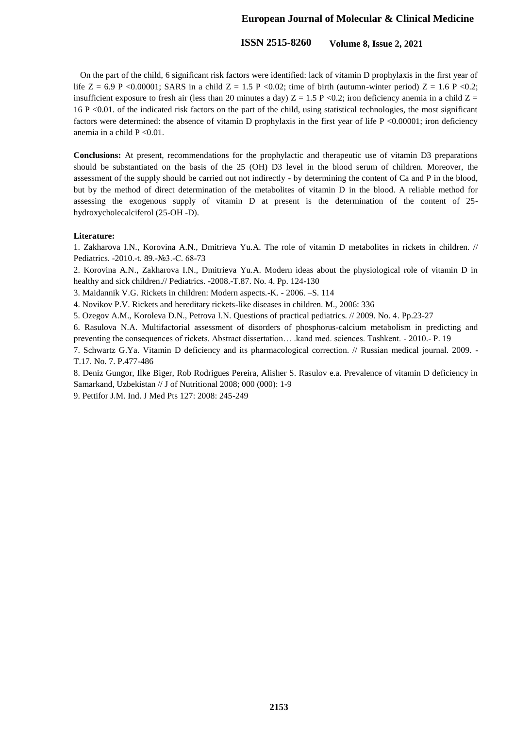On the part of the child, 6 significant risk factors were identified: lack of vitamin D prophylaxis in the first year of life $Z = 6.9$ $P < 0.00001$; SARS in a child $Z = 1.5$ $P < 0.02$; time of birth (autumn-winter period) $Z = 1.6$ $P < 0.2$; insufficient exposure to fresh air (less than 20 minutes a day) $Z = 1.5$ $P < 0.2$; iron deficiency anemia in a child $Z = 16$ $P < 0.01$. of the indicated risk factors on the part of the child, using statistical technologies, the most significant factors were determined: the absence of vitamin D prophylaxis in the first year of life $P < 0.00001$; iron deficiency anemia in a child $P < 0.01$.

**Conclusions:** At present, recommendations for the prophylactic and therapeutic use of vitamin D3 preparations should be substantiated on the basis of the 25 (OH) D3 level in the blood serum of children. Moreover, the assessment of the supply should be carried out not indirectly - by determining the content of Ca and P in the blood, but by the method of direct determination of the metabolites of vitamin D in the blood. A reliable method for assessing the exogenous supply of vitamin D at present is the determination of the content of 25-hydroxycholecalciferol (25-OH -D).

**Literature:**

1. Zakharova I.N., Korovina A.N., Dmitrieva Yu.A. The role of vitamin D metabolites in rickets in children. // Pediatrics. -2010.-t. 89.-№3.-C. 68-73
2. Korovina A.N., Zakharova I.N., Dmitrieva Yu.A. Modern ideas about the physiological role of vitamin D in healthy and sick children.// Pediatrics. -2008.-T.87. No. 4. Pp. 124-130
3. Maidannik V.G. Rickets in children: Modern aspects.-K. - 2006. –S. 114
4. Novikov P.V. Rickets and hereditary rickets-like diseases in children. M., 2006: 336
5. Ozegov A.M., Koroleva D.N., Petrova I.N. Questions of practical pediatrics. // 2009. No. 4. Pp.23-27
6. Rasulova N.A. Multifactorial assessment of disorders of phosphorus-calcium metabolism in predicting and preventing the consequences of rickets. Abstract dissertation… .kand med. sciences. Tashkent. - 2010.- P. 19
7. Schwartz G.Ya. Vitamin D deficiency and its pharmacological correction. // Russian medical journal. 2009. - T.17. No. 7. P.477-486
8. Deniz Gungor, Ilke Biger, Rob Rodrigues Pereira, Alisher S. Rasulov e.a. Prevalence of vitamin D deficiency in Samarkand, Uzbekistan // J of Nutritional 2008; 000 (000): 1-9
9. Pettifor J.M. Ind. J Med Pts 127: 2008: 245-249